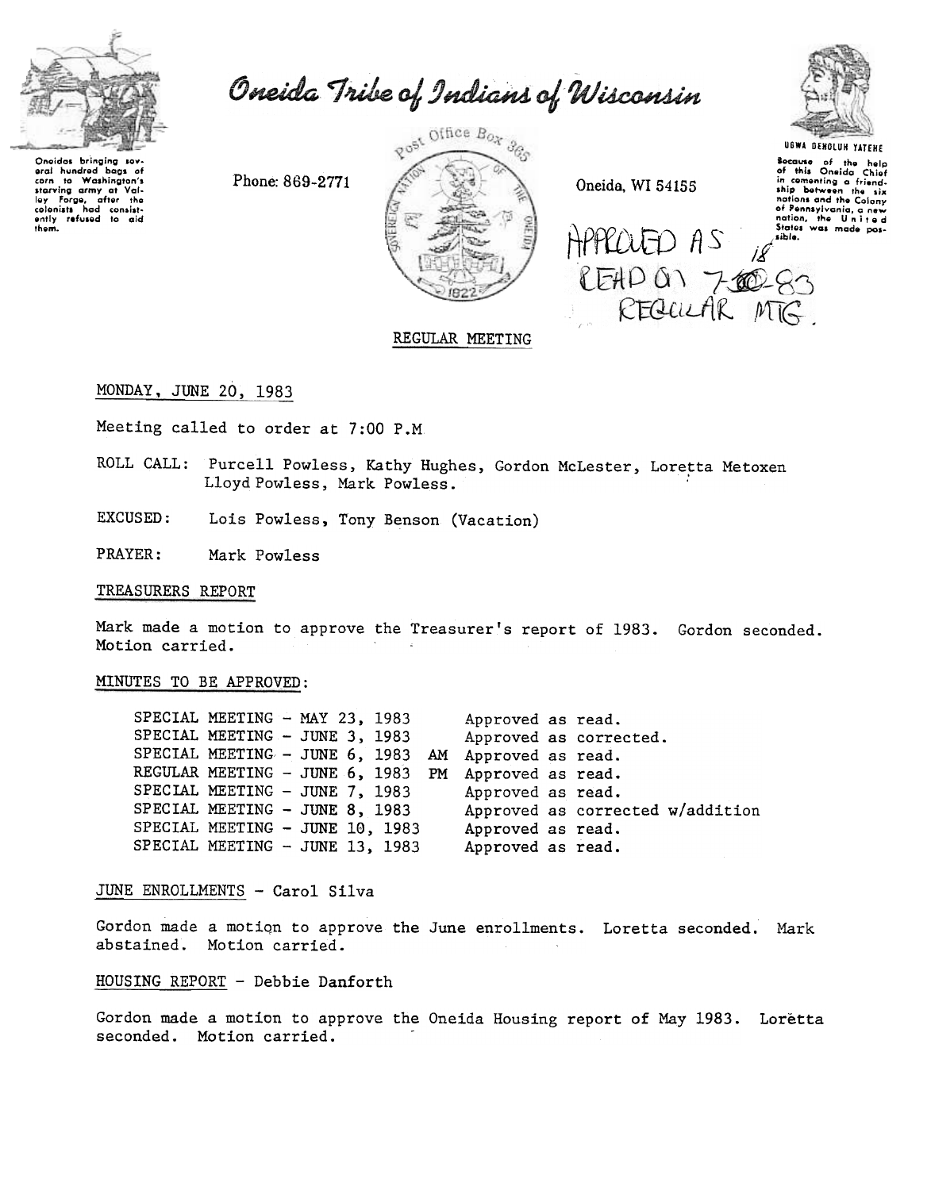# Oneida Tribe of Indians of Wisconsin

Oneidas bringing several hundred bags of corn to Washington's starving army at Valley Forge, after the colonists had consistently refused to aid them.

Phone: 869-2771

Post Office Box 365

Oneida, WI 54155

UGWA DEHOLUH YATEHE

Because of the help of this Oneida Chief in cementing a friendship between the six nations and the Colony of Pennsylvania, a new nation, the United States was made possible.

APPROVED AS READ ON 7-18-83 REGULAR MTG.

REGULAR MEETING

MONDAY, JUNE 20, 1983

Meeting called to order at 7:00 P.M

ROLL CALL: Purcell Powless, Kathy Hughes, Gordon McLester, Loretta Metoxen Lloyd Powless, Mark Powless.

EXCUSED: Lois Powless, Tony Benson (Vacation)

PRAYER: Mark Powless

TREASURERS REPORT

Mark made a motion to approve the Treasurer's report of 1983. Gordon seconded. Motion carried.

MINUTES TO BE APPROVED:

| | |
|---|---|
| SPECIAL MEETING - MAY 23, 1983 | Approved as read. |
| SPECIAL MEETING - JUNE 3, 1983 | Approved as corrected. |
| SPECIAL MEETING - JUNE 6, 1983 AM | Approved as read. |
| REGULAR MEETING - JUNE 6, 1983 PM | Approved as read. |
| SPECIAL MEETING - JUNE 7, 1983 | Approved as read. |
| SPECIAL MEETING - JUNE 8, 1983 | Approved as corrected w/addition |
| SPECIAL MEETING - JUNE 10, 1983 | Approved as read. |
| SPECIAL MEETING - JUNE 13, 1983 | Approved as read. |

JUNE ENROLLMENTS - Carol Silva

Gordon made a motion to approve the June enrollments. Loretta seconded. Mark abstained. Motion carried.

HOUSING REPORT - Debbie Danforth

Gordon made a motion to approve the Oneida Housing report of May 1983. Loretta seconded. Motion carried.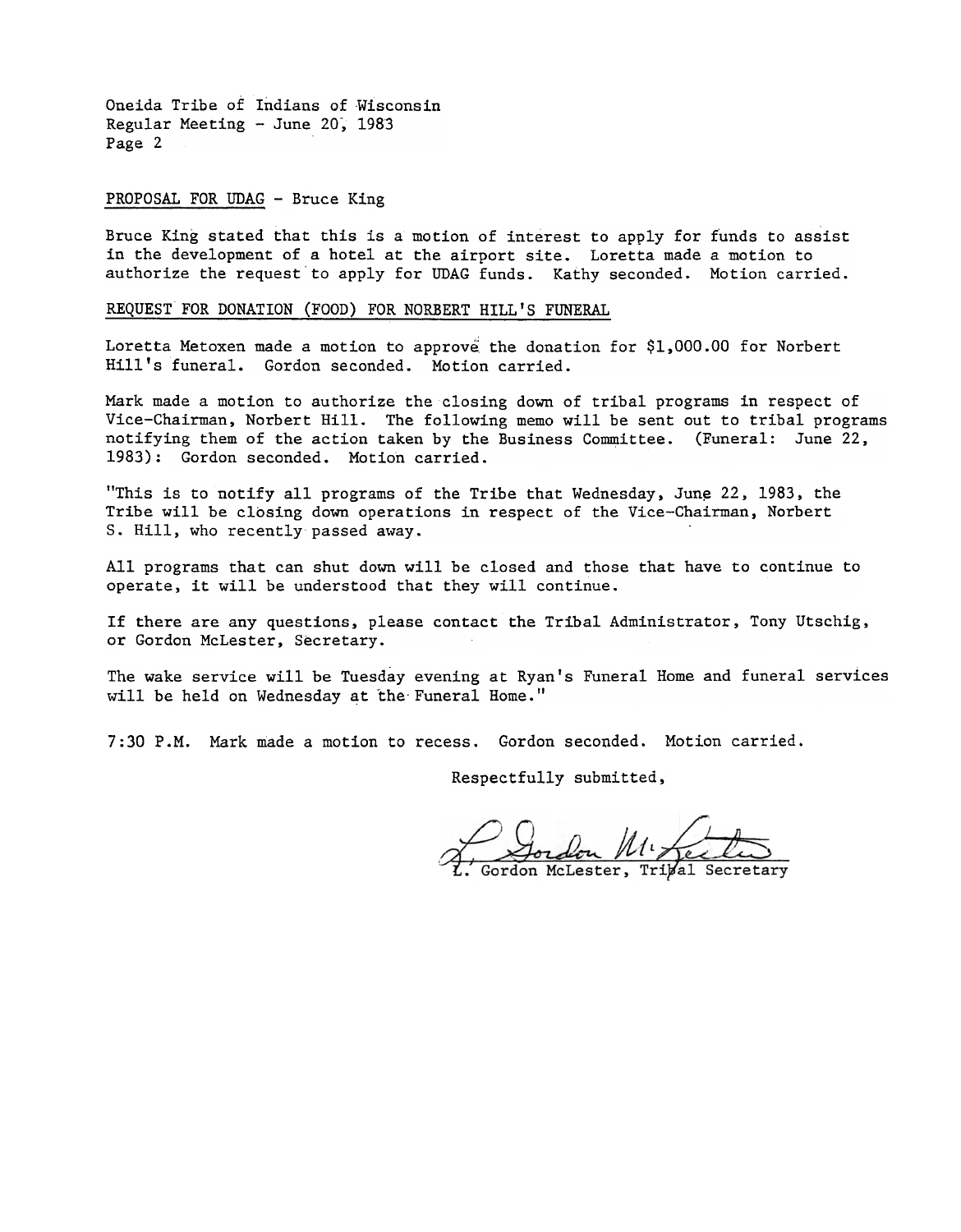PROPOSAL FOR UDAG - Bruce King

Bruce King stated that this is a motion of interest to apply for funds to assist in the development of a hotel at the airport site. Loretta made a motion to authorize the request to apply for UDAG funds. Kathy seconded. Motion carried.

REQUEST FOR DONATION (FOOD) FOR NORBERT HILL'S FUNERAL

Loretta Metoxen made a motion to approve the donation for $1,000.00 for Norbert Hill's funeral. Gordon seconded. Motion carried.

Mark made a motion to authorize the closing down of tribal programs in respect of Vice-Chairman, Norbert Hill. The following memo will be sent out to tribal programs notifying them of the action taken by the Business Committee. (Funeral: June 22, 1983): Gordon seconded. Motion carried.

"This is to notify all programs of the Tribe that Wednesday, June 22, 1983, the Tribe will be closing down operations in respect of the Vice-Chairman, Norbert S. Hill, who recently passed away.

All programs that can shut down will be closed and those that have to continue to operate, it will be understood that they will continue.

If there are any questions, please contact the Tribal Administrator, Tony Utschig, or Gordon McLester, Secretary.

The wake service will be Tuesday evening at Ryan's Funeral Home and funeral services will be held on Wednesday at the Funeral Home."

7:30 P.M. Mark made a motion to recess. Gordon seconded. Motion carried.

Respectfully submitted,

L. Gordon McLester, Tribal Secretary